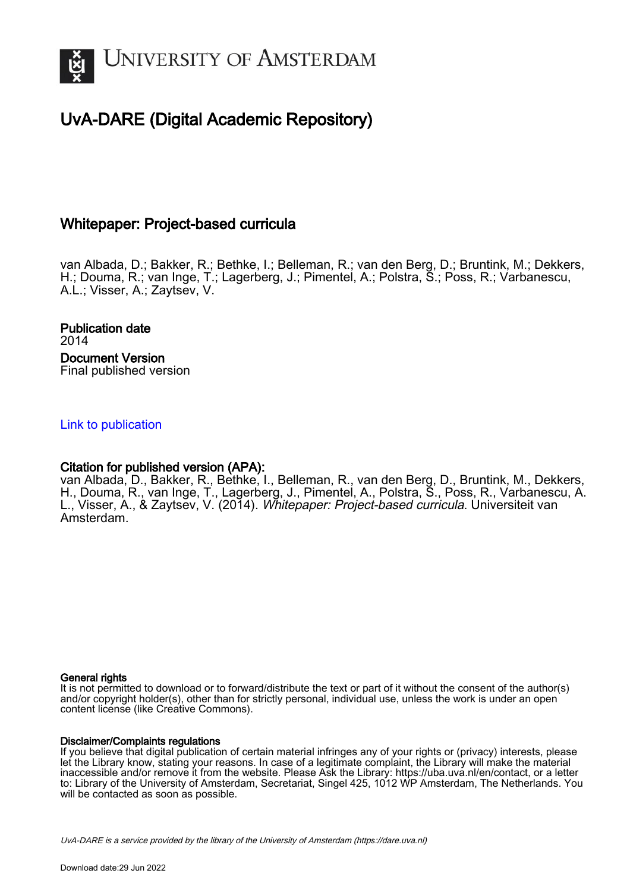# University of Amsterdam

## UvA-DARE (Digital Academic Repository)

### Whitepaper: Project-based curricula

van Albada, D.; Bakker, R.; Bethke, I.; Belleman, R.; van den Berg, D.; Bruntink, M.; Dekkers, H.; Douma, R.; van Inge, T.; Lagerberg, J.; Pimentel, A.; Polstra, S.; Poss, R.; Varbanescu, A.L.; Visser, A.; Zaytsev, V.

**Publication date**
2014

**Document Version**
Final published version

Link to publication

**Citation for published version (APA):**
van Albada, D., Bakker, R., Bethke, I., Belleman, R., van den Berg, D., Bruntink, M., Dekkers, H., Douma, R., van Inge, T., Lagerberg, J., Pimentel, A., Polstra, S., Poss, R., Varbanescu, A. L., Visser, A., & Zaytsev, V. (2014). *Whitepaper: Project-based curricula*. Universiteit van Amsterdam.

**General rights**
It is not permitted to download or to forward/distribute the text or part of it without the consent of the author(s) and/or copyright holder(s), other than for strictly personal, individual use, unless the work is under an open content license (like Creative Commons).

**Disclaimer/Complaints regulations**
If you believe that digital publication of certain material infringes any of your rights or (privacy) interests, please let the Library know, stating your reasons. In case of a legitimate complaint, the Library will make the material inaccessible and/or remove it from the website. Please Ask the Library: https://uba.uva.nl/en/contact, or a letter to: Library of the University of Amsterdam, Secretariat, Singel 425, 1012 WP Amsterdam, The Netherlands. You will be contacted as soon as possible.

*UvA-DARE is a service provided by the library of the University of Amsterdam (https://dare.uva.nl)*

Download date:29 Jun 2022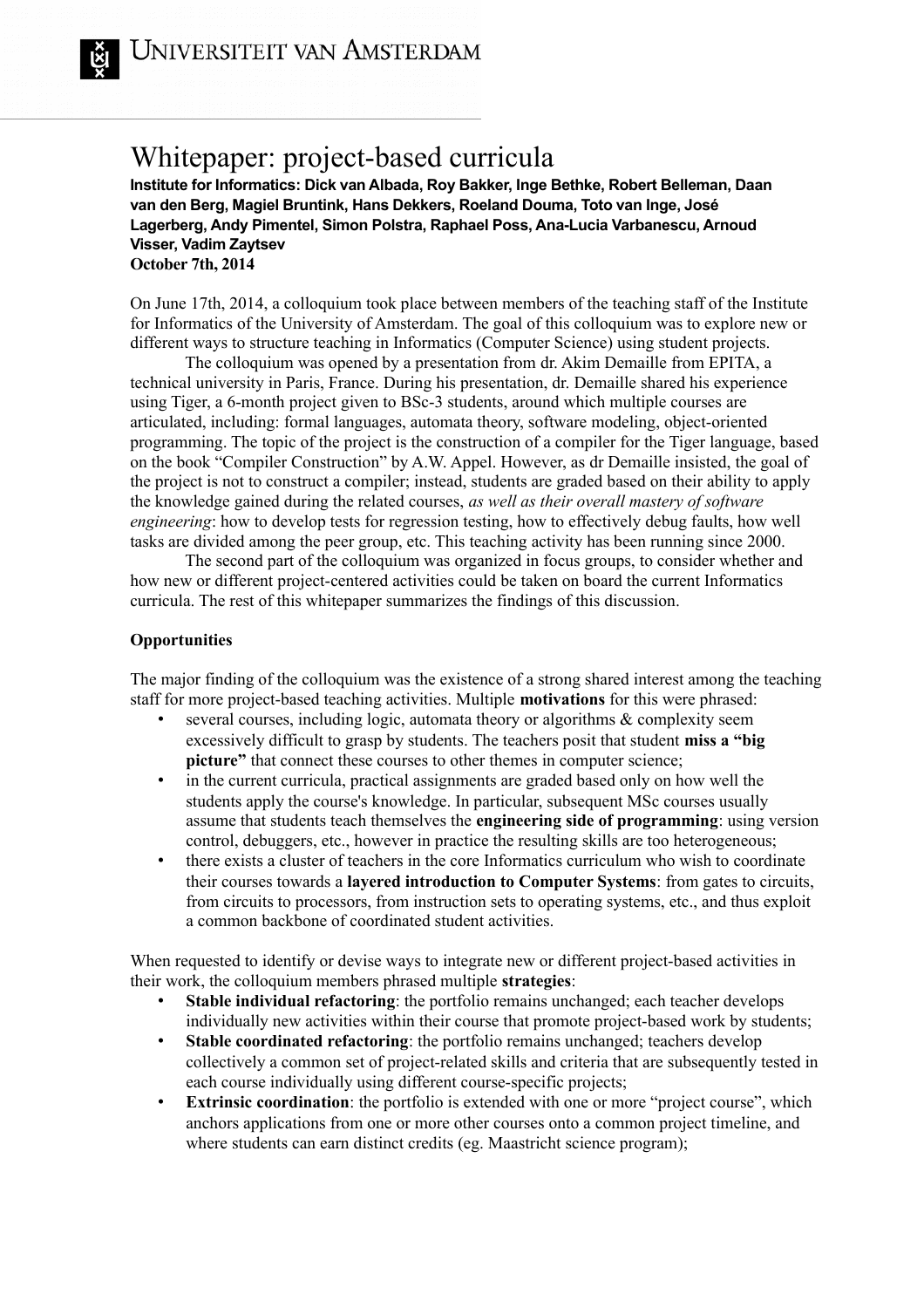# Whitepaper: project-based curricula

**Institute for Informatics: Dick van Albada, Roy Bakker, Inge Bethke, Robert Belleman, Daan van den Berg, Magiel Bruntink, Hans Dekkers, Roeland Douma, Toto van Inge, José Lagerberg, Andy Pimentel, Simon Polstra, Raphael Poss, Ana-Lucia Varbanescu, Arnoud Visser, Vadim Zaytsev**
**October 7th, 2014**

On June 17th, 2014, a colloquium took place between members of the teaching staff of the Institute for Informatics of the University of Amsterdam. The goal of this colloquium was to explore new or different ways to structure teaching in Informatics (Computer Science) using student projects.

The colloquium was opened by a presentation from dr. Akim Demaille from EPITA, a technical university in Paris, France. During his presentation, dr. Demaille shared his experience using Tiger, a 6-month project given to BSc-3 students, around which multiple courses are articulated, including: formal languages, automata theory, software modeling, object-oriented programming. The topic of the project is the construction of a compiler for the Tiger language, based on the book "Compiler Construction" by A.W. Appel. However, as dr Demaille insisted, the goal of the project is not to construct a compiler; instead, students are graded based on their ability to apply the knowledge gained during the related courses, *as well as their overall mastery of software engineering*: how to develop tests for regression testing, how to effectively debug faults, how well tasks are divided among the peer group, etc. This teaching activity has been running since 2000.

The second part of the colloquium was organized in focus groups, to consider whether and how new or different project-centered activities could be taken on board the current Informatics curricula. The rest of this whitepaper summarizes the findings of this discussion.

**Opportunities**

The major finding of the colloquium was the existence of a strong shared interest among the teaching staff for more project-based teaching activities. Multiple **motivations** for this were phrased:

- several courses, including logic, automata theory or algorithms & complexity seem excessively difficult to grasp by students. The teachers posit that student **miss a "big picture"** that connect these courses to other themes in computer science;
- in the current curricula, practical assignments are graded based only on how well the students apply the course's knowledge. In particular, subsequent MSc courses usually assume that students teach themselves the **engineering side of programming**: using version control, debuggers, etc., however in practice the resulting skills are too heterogeneous;
- there exists a cluster of teachers in the core Informatics curriculum who wish to coordinate their courses towards a **layered introduction to Computer Systems**: from gates to circuits, from circuits to processors, from instruction sets to operating systems, etc., and thus exploit a common backbone of coordinated student activities.

When requested to identify or devise ways to integrate new or different project-based activities in their work, the colloquium members phrased multiple **strategies**:

- **Stable individual refactoring**: the portfolio remains unchanged; each teacher develops individually new activities within their course that promote project-based work by students;
- **Stable coordinated refactoring**: the portfolio remains unchanged; teachers develop collectively a common set of project-related skills and criteria that are subsequently tested in each course individually using different course-specific projects;
- **Extrinsic coordination**: the portfolio is extended with one or more "project course", which anchors applications from one or more other courses onto a common project timeline, and where students can earn distinct credits (eg. Maastricht science program);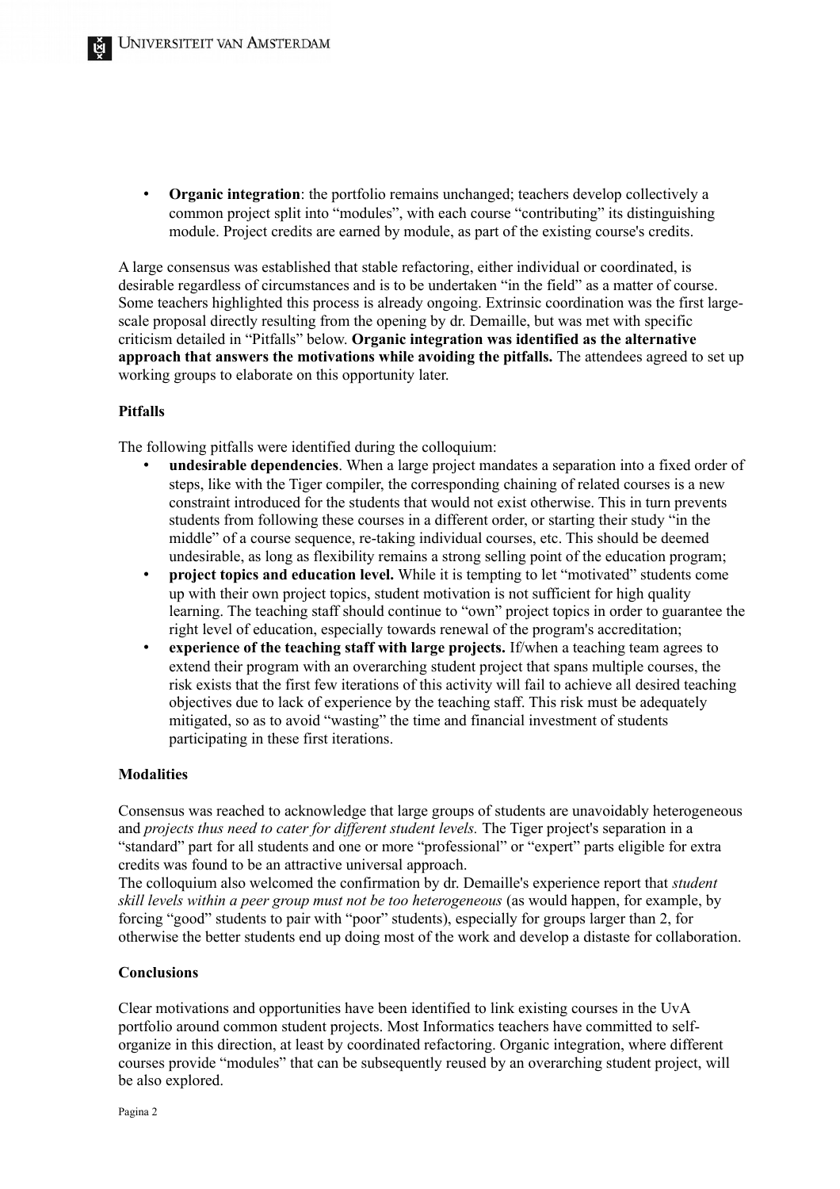- **Organic integration**: the portfolio remains unchanged; teachers develop collectively a common project split into "modules", with each course "contributing" its distinguishing module. Project credits are earned by module, as part of the existing course's credits.

A large consensus was established that stable refactoring, either individual or coordinated, is desirable regardless of circumstances and is to be undertaken "in the field" as a matter of course. Some teachers highlighted this process is already ongoing. Extrinsic coordination was the first large-scale proposal directly resulting from the opening by dr. Demaille, but was met with specific criticism detailed in "Pitfalls" below. **Organic integration was identified as the alternative approach that answers the motivations while avoiding the pitfalls.** The attendees agreed to set up working groups to elaborate on this opportunity later.

**Pitfalls**

The following pitfalls were identified during the colloquium:

- **undesirable dependencies**. When a large project mandates a separation into a fixed order of steps, like with the Tiger compiler, the corresponding chaining of related courses is a new constraint introduced for the students that would not exist otherwise. This in turn prevents students from following these courses in a different order, or starting their study "in the middle" of a course sequence, re-taking individual courses, etc. This should be deemed undesirable, as long as flexibility remains a strong selling point of the education program;
- **project topics and education level.** While it is tempting to let "motivated" students come up with their own project topics, student motivation is not sufficient for high quality learning. The teaching staff should continue to "own" project topics in order to guarantee the right level of education, especially towards renewal of the program's accreditation;
- **experience of the teaching staff with large projects.** If/when a teaching team agrees to extend their program with an overarching student project that spans multiple courses, the risk exists that the first few iterations of this activity will fail to achieve all desired teaching objectives due to lack of experience by the teaching staff. This risk must be adequately mitigated, so as to avoid "wasting" the time and financial investment of students participating in these first iterations.

**Modalities**

Consensus was reached to acknowledge that large groups of students are unavoidably heterogeneous and *projects thus need to cater for different student levels.* The Tiger project's separation in a "standard" part for all students and one or more "professional" or "expert" parts eligible for extra credits was found to be an attractive universal approach.
The colloquium also welcomed the confirmation by dr. Demaille's experience report that *student skill levels within a peer group must not be too heterogeneous* (as would happen, for example, by forcing "good" students to pair with "poor" students), especially for groups larger than 2, for otherwise the better students end up doing most of the work and develop a distaste for collaboration.

**Conclusions**

Clear motivations and opportunities have been identified to link existing courses in the UvA portfolio around common student projects. Most Informatics teachers have committed to self-organize in this direction, at least by coordinated refactoring. Organic integration, where different courses provide "modules" that can be subsequently reused by an overarching student project, will be also explored.